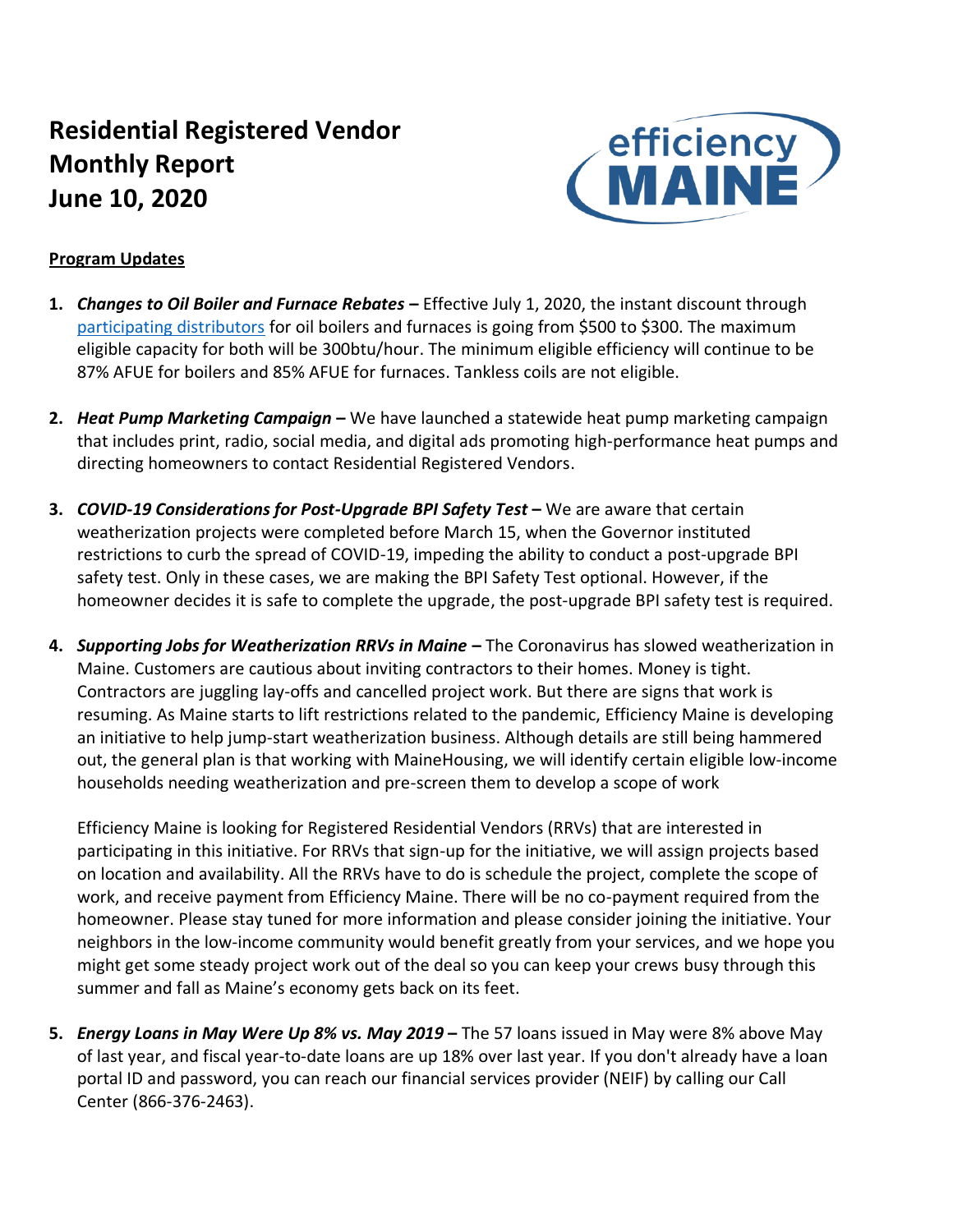# Residential Registered Vendor Monthly Report June 10, 2020

**Program Updates**

1. ***Changes to Oil Boiler and Furnace Rebates* –** Effective July 1, 2020, the instant discount through participating distributors for oil boilers and furnaces is going from $500 to $300. The maximum eligible capacity for both will be 300btu/hour. The minimum eligible efficiency will continue to be 87% AFUE for boilers and 85% AFUE for furnaces. Tankless coils are not eligible.

2. ***Heat Pump Marketing Campaign* –** We have launched a statewide heat pump marketing campaign that includes print, radio, social media, and digital ads promoting high-performance heat pumps and directing homeowners to contact Residential Registered Vendors.

3. ***COVID-19 Considerations for Post-Upgrade BPI Safety Test* –** We are aware that certain weatherization projects were completed before March 15, when the Governor instituted restrictions to curb the spread of COVID-19, impeding the ability to conduct a post-upgrade BPI safety test. Only in these cases, we are making the BPI Safety Test optional. However, if the homeowner decides it is safe to complete the upgrade, the post-upgrade BPI safety test is required.

4. ***Supporting Jobs for Weatherization RRVs in Maine* –** The Coronavirus has slowed weatherization in Maine. Customers are cautious about inviting contractors to their homes. Money is tight. Contractors are juggling lay-offs and cancelled project work. But there are signs that work is resuming. As Maine starts to lift restrictions related to the pandemic, Efficiency Maine is developing an initiative to help jump-start weatherization business. Although details are still being hammered out, the general plan is that working with MaineHousing, we will identify certain eligible low-income households needing weatherization and pre-screen them to develop a scope of work

   Efficiency Maine is looking for Registered Residential Vendors (RRVs) that are interested in participating in this initiative. For RRVs that sign-up for the initiative, we will assign projects based on location and availability. All the RRVs have to do is schedule the project, complete the scope of work, and receive payment from Efficiency Maine. There will be no co-payment required from the homeowner. Please stay tuned for more information and please consider joining the initiative. Your neighbors in the low-income community would benefit greatly from your services, and we hope you might get some steady project work out of the deal so you can keep your crews busy through this summer and fall as Maine's economy gets back on its feet.

5. ***Energy Loans in May Were Up 8% vs. May 2019* –** The 57 loans issued in May were 8% above May of last year, and fiscal year-to-date loans are up 18% over last year. If you don't already have a loan portal ID and password, you can reach our financial services provider (NEIF) by calling our Call Center (866-376-2463).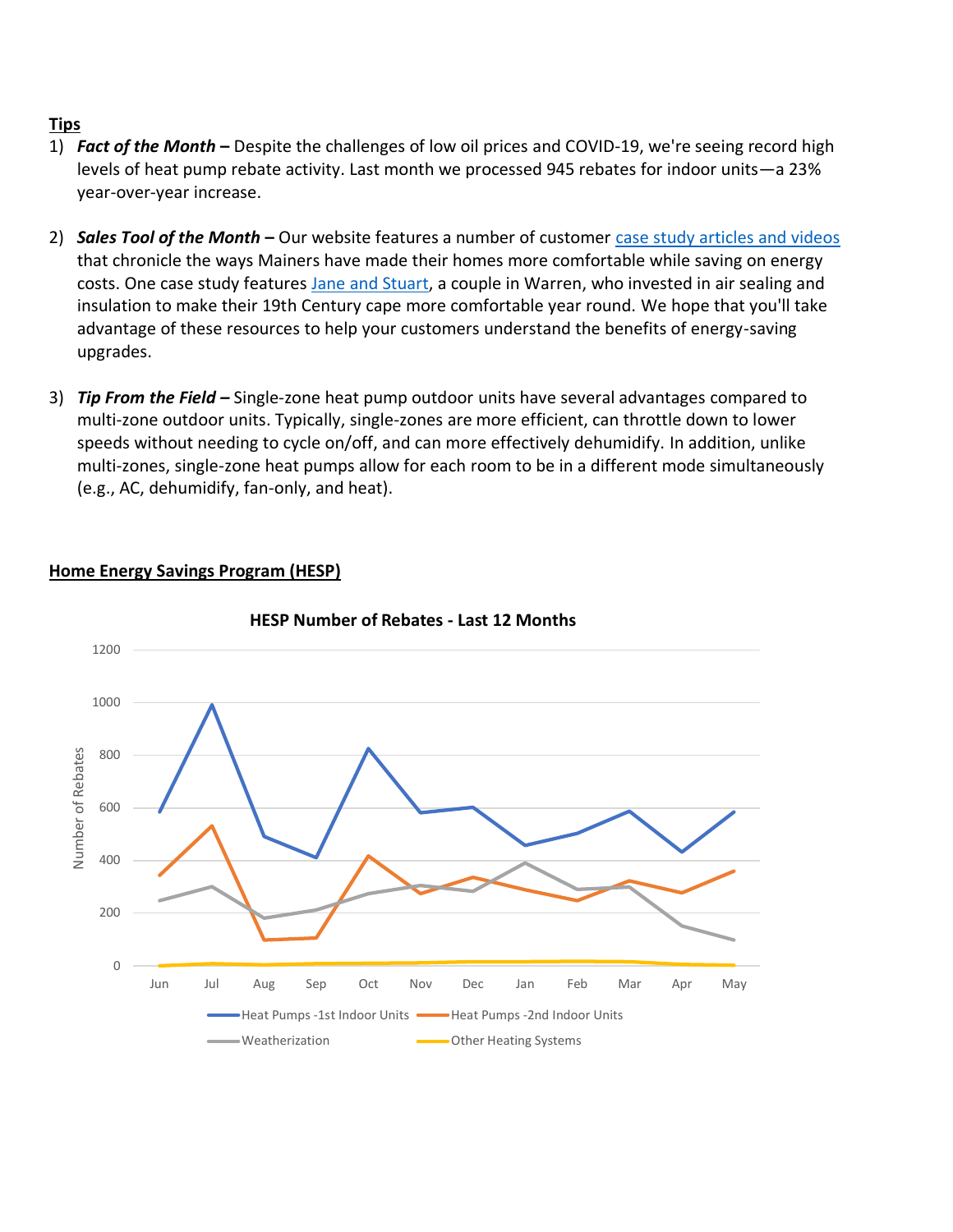**Tips**

1) ***Fact of the Month –*** Despite the challenges of low oil prices and COVID-19, we're seeing record high levels of heat pump rebate activity. Last month we processed 945 rebates for indoor units—a 23% year-over-year increase.

2) ***Sales Tool of the Month –*** Our website features a number of customer [case study articles and videos]() that chronicle the ways Mainers have made their homes more comfortable while saving on energy costs. One case study features [Jane and Stuart](), a couple in Warren, who invested in air sealing and insulation to make their 19th Century cape more comfortable year round. We hope that you'll take advantage of these resources to help your customers understand the benefits of energy-saving upgrades.

3) ***Tip From the Field –*** Single-zone heat pump outdoor units have several advantages compared to multi-zone outdoor units. Typically, single-zones are more efficient, can throttle down to lower speeds without needing to cycle on/off, and can more effectively dehumidify. In addition, unlike multi-zones, single-zone heat pumps allow for each room to be in a different mode simultaneously (e.g., AC, dehumidify, fan-only, and heat).

**Home Energy Savings Program (HESP)**

**HESP Number of Rebates - Last 12 Months**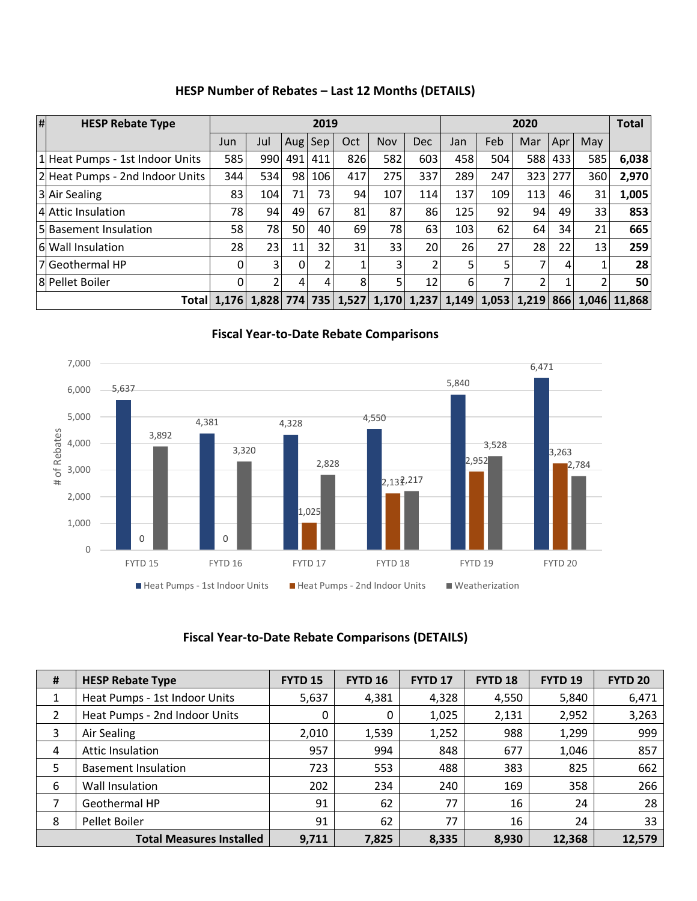## HESP Number of Rebates – Last 12 Months (DETAILS)

| # | HESP Rebate Type | 2019 | | | | | | | 2020 | | | | | Total |
|---|---|---|---|---|---|---|---|---|---|---|---|---|---|---|
| | | Jun | Jul | Aug | Sep | Oct | Nov | Dec | Jan | Feb | Mar | Apr | May | |
| 1 | Heat Pumps - 1st Indoor Units | 585 | 990 | 491 | 411 | 826 | 582 | 603 | 458 | 504 | 588 | 433 | 585 | **6,038** |
| 2 | Heat Pumps - 2nd Indoor Units | 344 | 534 | 98 | 106 | 417 | 275 | 337 | 289 | 247 | 323 | 277 | 360 | **2,970** |
| 3 | Air Sealing | 83 | 104 | 71 | 73 | 94 | 107 | 114 | 137 | 109 | 113 | 46 | 31 | **1,005** |
| 4 | Attic Insulation | 78 | 94 | 49 | 67 | 81 | 87 | 86 | 125 | 92 | 94 | 49 | 33 | **853** |
| 5 | Basement Insulation | 58 | 78 | 50 | 40 | 69 | 78 | 63 | 103 | 62 | 64 | 34 | 21 | **665** |
| 6 | Wall Insulation | 28 | 23 | 11 | 32 | 31 | 33 | 20 | 26 | 27 | 28 | 22 | 13 | **259** |
| 7 | Geothermal HP | 0 | 3 | 0 | 2 | 1 | 3 | 2 | 5 | 5 | 7 | 4 | 1 | **28** |
| 8 | Pellet Boiler | 0 | 2 | 4 | 4 | 8 | 5 | 12 | 6 | 7 | 2 | 1 | 2 | **50** |
| | **Total** | **1,176** | **1,828** | **774** | **735** | **1,527** | **1,170** | **1,237** | **1,149** | **1,053** | **1,219** | **866** | **1,046** | **11,868** |

## Fiscal Year-to-Date Rebate Comparisons

| | FYTD 15 | FYTD 16 | FYTD 17 | FYTD 18 | FYTD 19 | FYTD 20 |
|---|---|---|---|---|---|---|
| Heat Pumps - 1st Indoor Units | 5,637 | 4,381 | 4,328 | 4,550 | 5,840 | 6,471 |
| Heat Pumps - 2nd Indoor Units | 0 | 0 | 1,025 | 2,131 | 2,952 | 3,263 |
| Weatherization | 3,892 | 3,320 | 2,828 | 2,217 | 3,528 | 2,784 |

## Fiscal Year-to-Date Rebate Comparisons (DETAILS)

| # | HESP Rebate Type | FYTD 15 | FYTD 16 | FYTD 17 | FYTD 18 | FYTD 19 | FYTD 20 |
|---|---|---|---|---|---|---|---|
| 1 | Heat Pumps - 1st Indoor Units | 5,637 | 4,381 | 4,328 | 4,550 | 5,840 | 6,471 |
| 2 | Heat Pumps - 2nd Indoor Units | 0 | 0 | 1,025 | 2,131 | 2,952 | 3,263 |
| 3 | Air Sealing | 2,010 | 1,539 | 1,252 | 988 | 1,299 | 999 |
| 4 | Attic Insulation | 957 | 994 | 848 | 677 | 1,046 | 857 |
| 5 | Basement Insulation | 723 | 553 | 488 | 383 | 825 | 662 |
| 6 | Wall Insulation | 202 | 234 | 240 | 169 | 358 | 266 |
| 7 | Geothermal HP | 91 | 62 | 77 | 16 | 24 | 28 |
| 8 | Pellet Boiler | 91 | 62 | 77 | 16 | 24 | 33 |
| | **Total Measures Installed** | **9,711** | **7,825** | **8,335** | **8,930** | **12,368** | **12,579** |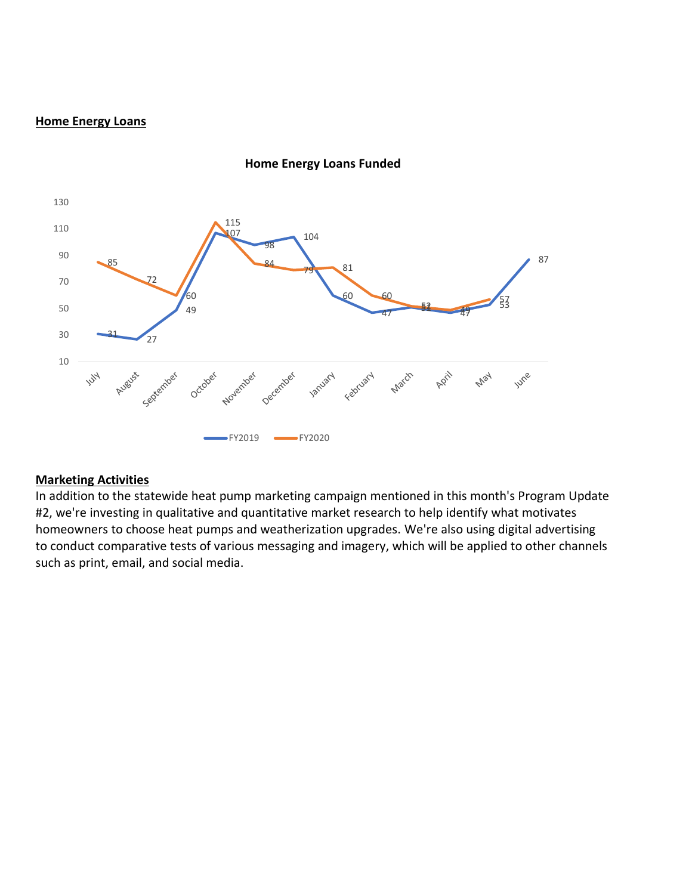**Home Energy Loans**

**Home Energy Loans Funded**

130
110
90
70
50
30
10

85
72
60
115
107
84
98
104
79
81
60
60
47
53
51
49
47
57
53
87
31
27
49

July
August
September
October
November
December
January
February
March
April
May
June

FY2019
FY2020

**Marketing Activities**

In addition to the statewide heat pump marketing campaign mentioned in this month's Program Update #2, we're investing in qualitative and quantitative market research to help identify what motivates homeowners to choose heat pumps and weatherization upgrades. We're also using digital advertising to conduct comparative tests of various messaging and imagery, which will be applied to other channels such as print, email, and social media.